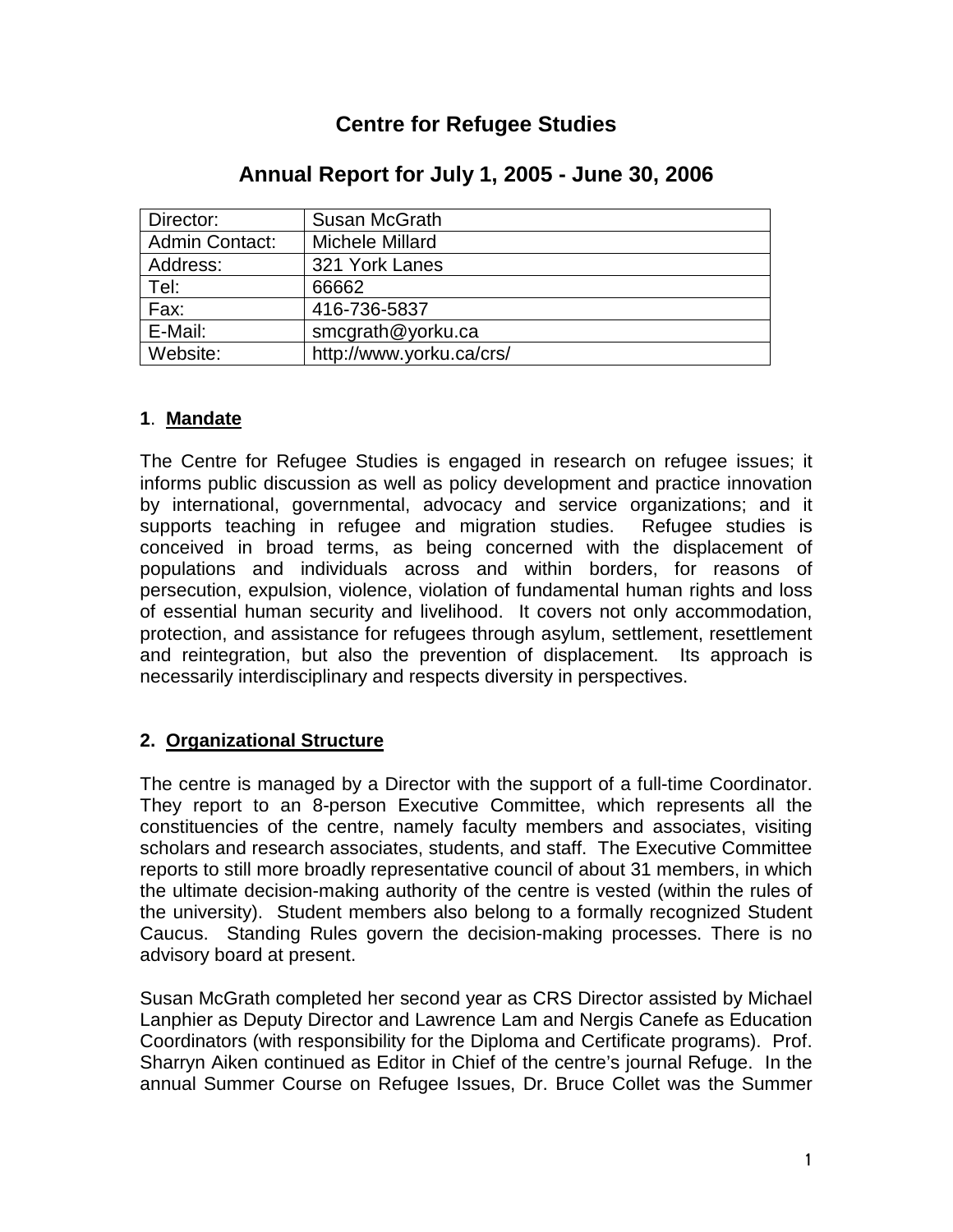# Centre for Refugee Studies

## Annual Report for July 1, 2005 - June 30, 2006

| | |
|---|---|
| Director: | Susan McGrath |
| Admin Contact: | Michele Millard |
| Address: | 321 York Lanes |
| Tel: | 66662 |
| Fax: | 416-736-5837 |
| E-Mail: | smcgrath@yorku.ca |
| Website: | http://www.yorku.ca/crs/ |

### 1. Mandate

The Centre for Refugee Studies is engaged in research on refugee issues; it informs public discussion as well as policy development and practice innovation by international, governmental, advocacy and service organizations; and it supports teaching in refugee and migration studies. Refugee studies is conceived in broad terms, as being concerned with the displacement of populations and individuals across and within borders, for reasons of persecution, expulsion, violence, violation of fundamental human rights and loss of essential human security and livelihood. It covers not only accommodation, protection, and assistance for refugees through asylum, settlement, resettlement and reintegration, but also the prevention of displacement. Its approach is necessarily interdisciplinary and respects diversity in perspectives.

### 2. Organizational Structure

The centre is managed by a Director with the support of a full-time Coordinator. They report to an 8-person Executive Committee, which represents all the constituencies of the centre, namely faculty members and associates, visiting scholars and research associates, students, and staff. The Executive Committee reports to still more broadly representative council of about 31 members, in which the ultimate decision-making authority of the centre is vested (within the rules of the university). Student members also belong to a formally recognized Student Caucus. Standing Rules govern the decision-making processes. There is no advisory board at present.

Susan McGrath completed her second year as CRS Director assisted by Michael Lanphier as Deputy Director and Lawrence Lam and Nergis Canefe as Education Coordinators (with responsibility for the Diploma and Certificate programs). Prof. Sharryn Aiken continued as Editor in Chief of the centre's journal Refuge. In the annual Summer Course on Refugee Issues, Dr. Bruce Collet was the Summer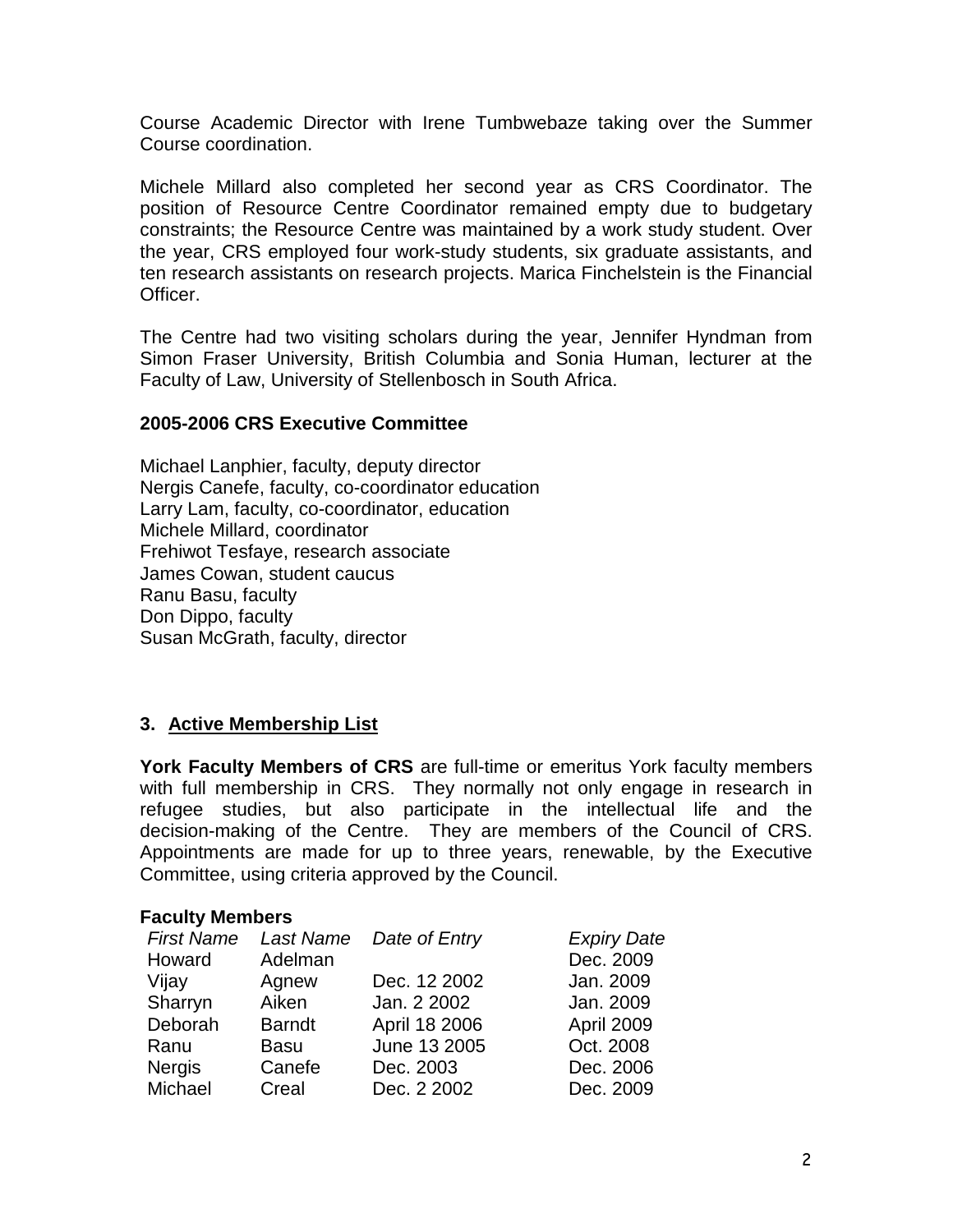Course Academic Director with Irene Tumbwebaze taking over the Summer Course coordination.

Michele Millard also completed her second year as CRS Coordinator. The position of Resource Centre Coordinator remained empty due to budgetary constraints; the Resource Centre was maintained by a work study student. Over the year, CRS employed four work-study students, six graduate assistants, and ten research assistants on research projects. Marica Finchelstein is the Financial Officer.

The Centre had two visiting scholars during the year, Jennifer Hyndman from Simon Fraser University, British Columbia and Sonia Human, lecturer at the Faculty of Law, University of Stellenbosch in South Africa.

**2005-2006 CRS Executive Committee**

Michael Lanphier, faculty, deputy director
Nergis Canefe, faculty, co-coordinator education
Larry Lam, faculty, co-coordinator, education
Michele Millard, coordinator
Frehiwot Tesfaye, research associate
James Cowan, student caucus
Ranu Basu, faculty
Don Dippo, faculty
Susan McGrath, faculty, director

## 3. Active Membership List

**York Faculty Members of CRS** are full-time or emeritus York faculty members with full membership in CRS. They normally not only engage in research in refugee studies, but also participate in the intellectual life and the decision-making of the Centre. They are members of the Council of CRS. Appointments are made for up to three years, renewable, by the Executive Committee, using criteria approved by the Council.

**Faculty Members**

| *First Name* | *Last Name* | *Date of Entry* | *Expiry Date* |
|---|---|---|---|
| Howard | Adelman | | Dec. 2009 |
| Vijay | Agnew | Dec. 12 2002 | Jan. 2009 |
| Sharryn | Aiken | Jan. 2 2002 | Jan. 2009 |
| Deborah | Barndt | April 18 2006 | April 2009 |
| Ranu | Basu | June 13 2005 | Oct. 2008 |
| Nergis | Canefe | Dec. 2003 | Dec. 2006 |
| Michael | Creal | Dec. 2 2002 | Dec. 2009 |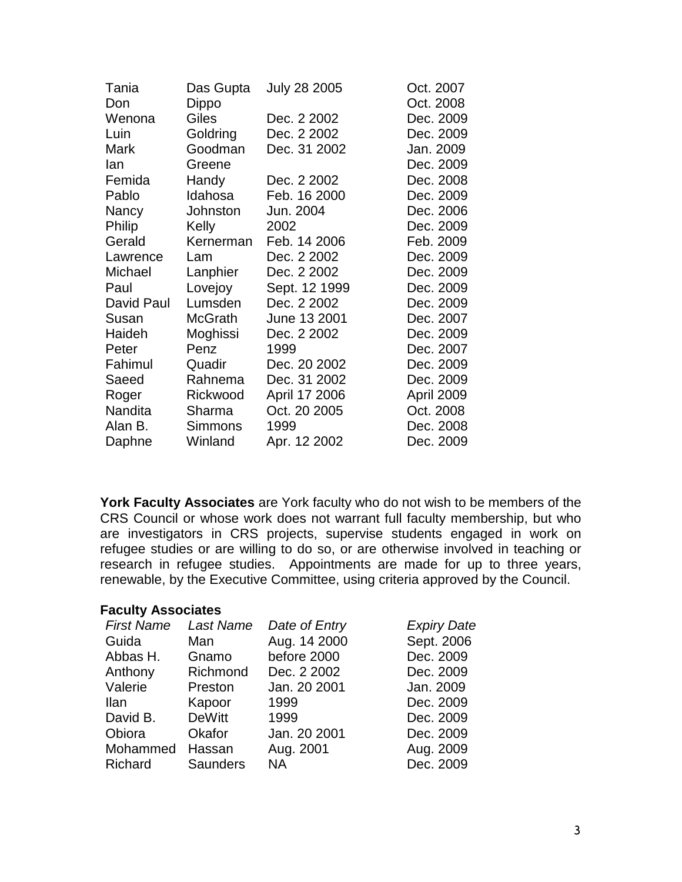| | | | |
|---|---|---|---|
| Tania | Das Gupta | July 28 2005 | Oct. 2007 |
| Don | Dippo | | Oct. 2008 |
| Wenona | Giles | Dec. 2 2002 | Dec. 2009 |
| Luin | Goldring | Dec. 2 2002 | Dec. 2009 |
| Mark | Goodman | Dec. 31 2002 | Jan. 2009 |
| Ian | Greene | | Dec. 2009 |
| Femida | Handy | Dec. 2 2002 | Dec. 2008 |
| Pablo | Idahosa | Feb. 16 2000 | Dec. 2009 |
| Nancy | Johnston | Jun. 2004 | Dec. 2006 |
| Philip | Kelly | 2002 | Dec. 2009 |
| Gerald | Kernerman | Feb. 14 2006 | Feb. 2009 |
| Lawrence | Lam | Dec. 2 2002 | Dec. 2009 |
| Michael | Lanphier | Dec. 2 2002 | Dec. 2009 |
| Paul | Lovejoy | Sept. 12 1999 | Dec. 2009 |
| David Paul | Lumsden | Dec. 2 2002 | Dec. 2009 |
| Susan | McGrath | June 13 2001 | Dec. 2007 |
| Haideh | Moghissi | Dec. 2 2002 | Dec. 2009 |
| Peter | Penz | 1999 | Dec. 2007 |
| Fahimul | Quadir | Dec. 20 2002 | Dec. 2009 |
| Saeed | Rahnema | Dec. 31 2002 | Dec. 2009 |
| Roger | Rickwood | April 17 2006 | April 2009 |
| Nandita | Sharma | Oct. 20 2005 | Oct. 2008 |
| Alan B. | Simmons | 1999 | Dec. 2008 |
| Daphne | Winland | Apr. 12 2002 | Dec. 2009 |

**York Faculty Associates** are York faculty who do not wish to be members of the CRS Council or whose work does not warrant full faculty membership, but who are investigators in CRS projects, supervise students engaged in work on refugee studies or are willing to do so, or are otherwise involved in teaching or research in refugee studies. Appointments are made for up to three years, renewable, by the Executive Committee, using criteria approved by the Council.

**Faculty Associates**

| *First Name* | *Last Name* | *Date of Entry* | *Expiry Date* |
|---|---|---|---|
| Guida | Man | Aug. 14 2000 | Sept. 2006 |
| Abbas H. | Gnamo | before 2000 | Dec. 2009 |
| Anthony | Richmond | Dec. 2 2002 | Dec. 2009 |
| Valerie | Preston | Jan. 20 2001 | Jan. 2009 |
| Ilan | Kapoor | 1999 | Dec. 2009 |
| David B. | DeWitt | 1999 | Dec. 2009 |
| Obiora | Okafor | Jan. 20 2001 | Dec. 2009 |
| Mohammed | Hassan | Aug. 2001 | Aug. 2009 |
| Richard | Saunders | NA | Dec. 2009 |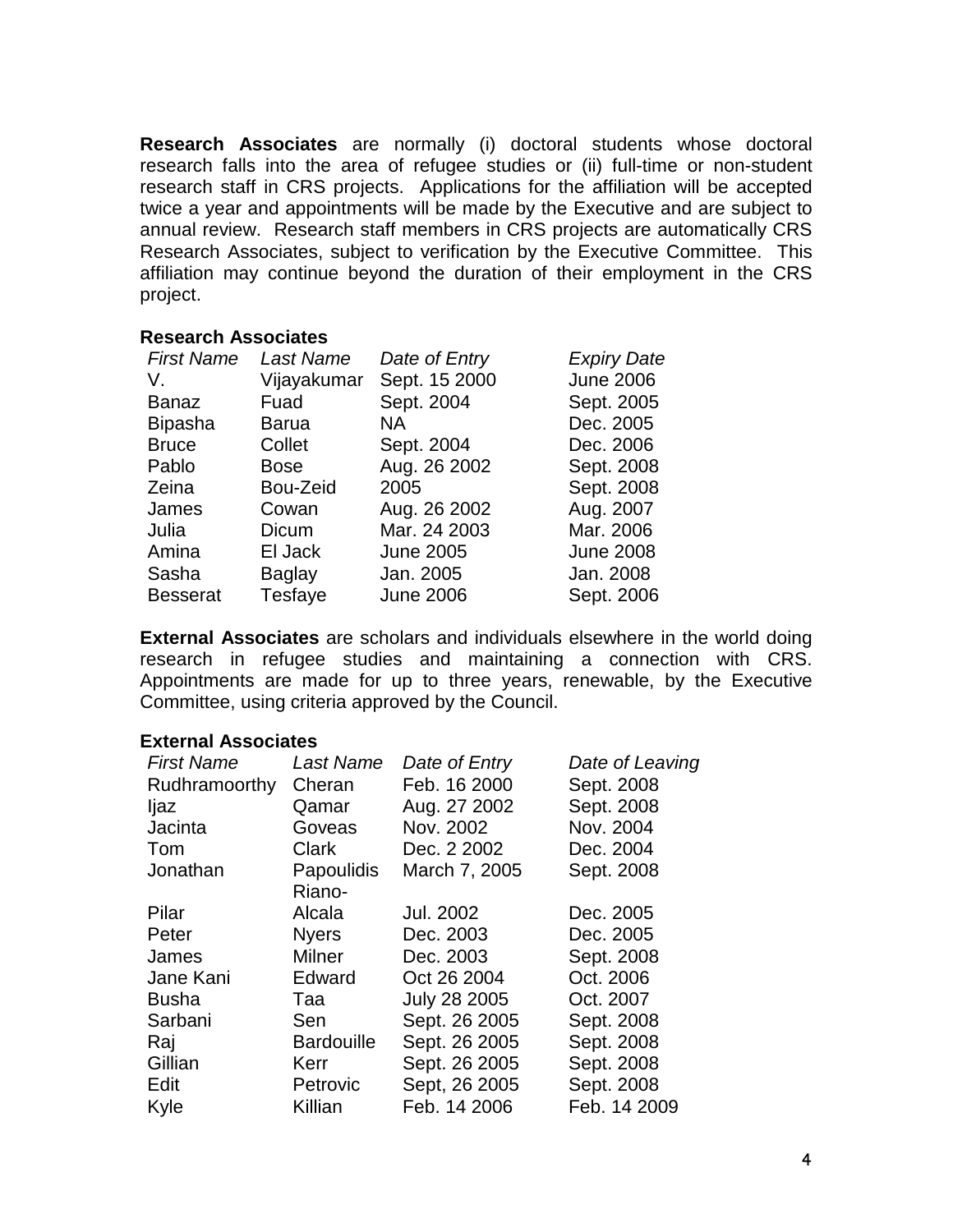**Research Associates** are normally (i) doctoral students whose doctoral research falls into the area of refugee studies or (ii) full-time or non-student research staff in CRS projects. Applications for the affiliation will be accepted twice a year and appointments will be made by the Executive and are subject to annual review. Research staff members in CRS projects are automatically CRS Research Associates, subject to verification by the Executive Committee. This affiliation may continue beyond the duration of their employment in the CRS project.

**Research Associates**

| *First Name* | *Last Name* | *Date of Entry* | *Expiry Date* |
|---|---|---|---|
| V. | Vijayakumar | Sept. 15 2000 | June 2006 |
| Banaz | Fuad | Sept. 2004 | Sept. 2005 |
| Bipasha | Barua | NA | Dec. 2005 |
| Bruce | Collet | Sept. 2004 | Dec. 2006 |
| Pablo | Bose | Aug. 26 2002 | Sept. 2008 |
| Zeina | Bou-Zeid | 2005 | Sept. 2008 |
| James | Cowan | Aug. 26 2002 | Aug. 2007 |
| Julia | Dicum | Mar. 24 2003 | Mar. 2006 |
| Amina | El Jack | June 2005 | June 2008 |
| Sasha | Baglay | Jan. 2005 | Jan. 2008 |
| Besserat | Tesfaye | June 2006 | Sept. 2006 |

**External Associates** are scholars and individuals elsewhere in the world doing research in refugee studies and maintaining a connection with CRS. Appointments are made for up to three years, renewable, by the Executive Committee, using criteria approved by the Council.

**External Associates**

| *First Name* | *Last Name* | *Date of Entry* | *Date of Leaving* |
|---|---|---|---|
| Rudhramoorthy | Cheran | Feb. 16 2000 | Sept. 2008 |
| Ijaz | Qamar | Aug. 27 2002 | Sept. 2008 |
| Jacinta | Goveas | Nov. 2002 | Nov. 2004 |
| Tom | Clark | Dec. 2 2002 | Dec. 2004 |
| Jonathan | Papoulidis | March 7, 2005 | Sept. 2008 |
| Pilar | Riano-Alcala | Jul. 2002 | Dec. 2005 |
| Peter | Nyers | Dec. 2003 | Dec. 2005 |
| James | Milner | Dec. 2003 | Sept. 2008 |
| Jane Kani | Edward | Oct 26 2004 | Oct. 2006 |
| Busha | Taa | July 28 2005 | Oct. 2007 |
| Sarbani | Sen | Sept. 26 2005 | Sept. 2008 |
| Raj | Bardouille | Sept. 26 2005 | Sept. 2008 |
| Gillian | Kerr | Sept. 26 2005 | Sept. 2008 |
| Edit | Petrovic | Sept, 26 2005 | Sept. 2008 |
| Kyle | Killian | Feb. 14 2006 | Feb. 14 2009 |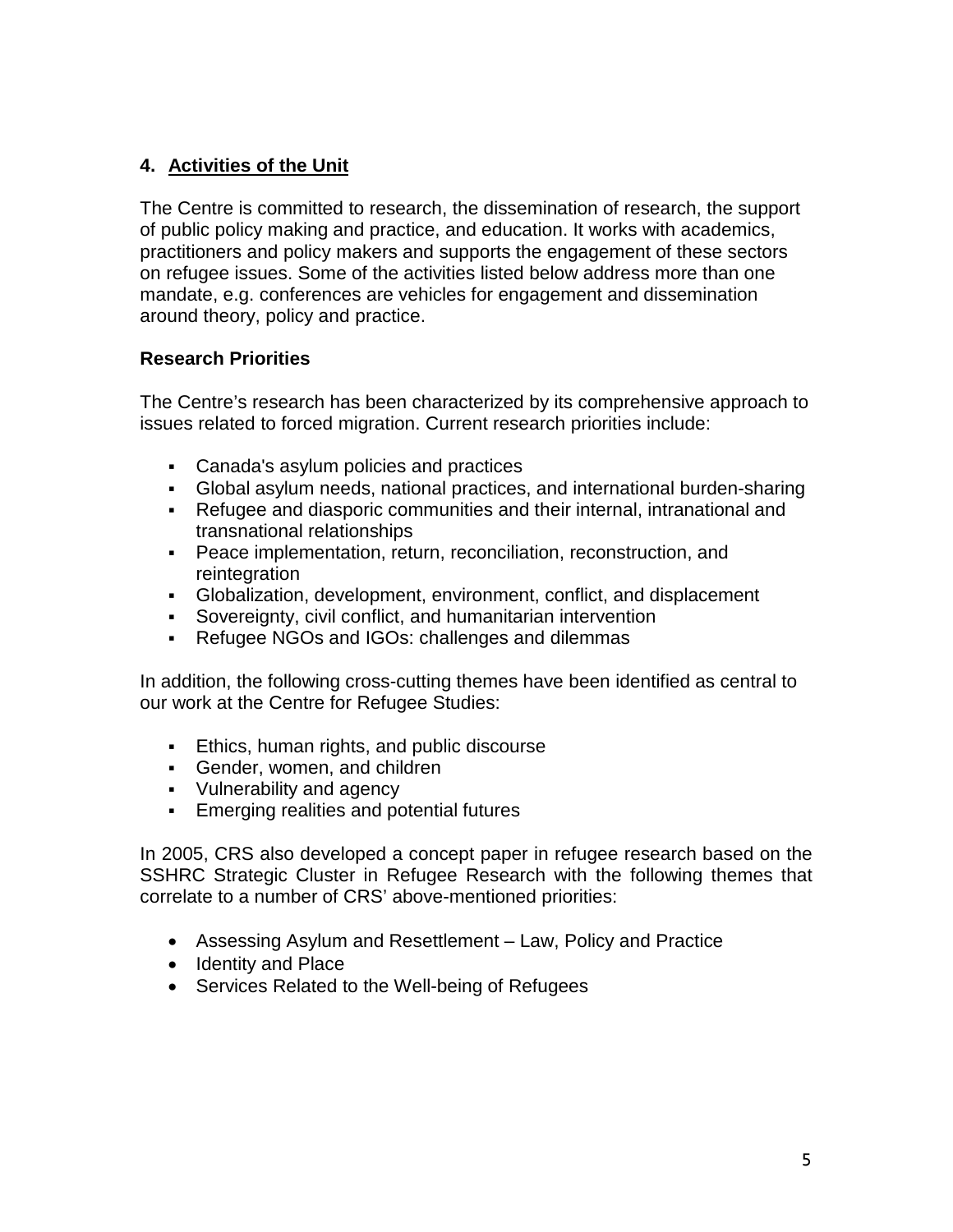## 4. Activities of the Unit

The Centre is committed to research, the dissemination of research, the support of public policy making and practice, and education. It works with academics, practitioners and policy makers and supports the engagement of these sectors on refugee issues. Some of the activities listed below address more than one mandate, e.g. conferences are vehicles for engagement and dissemination around theory, policy and practice.

### Research Priorities

The Centre's research has been characterized by its comprehensive approach to issues related to forced migration. Current research priorities include:

- Canada's asylum policies and practices
- Global asylum needs, national practices, and international burden-sharing
- Refugee and diasporic communities and their internal, intranational and transnational relationships
- Peace implementation, return, reconciliation, reconstruction, and reintegration
- Globalization, development, environment, conflict, and displacement
- Sovereignty, civil conflict, and humanitarian intervention
- Refugee NGOs and IGOs: challenges and dilemmas

In addition, the following cross-cutting themes have been identified as central to our work at the Centre for Refugee Studies:

- Ethics, human rights, and public discourse
- Gender, women, and children
- Vulnerability and agency
- Emerging realities and potential futures

In 2005, CRS also developed a concept paper in refugee research based on the SSHRC Strategic Cluster in Refugee Research with the following themes that correlate to a number of CRS' above-mentioned priorities:

- Assessing Asylum and Resettlement – Law, Policy and Practice
- Identity and Place
- Services Related to the Well-being of Refugees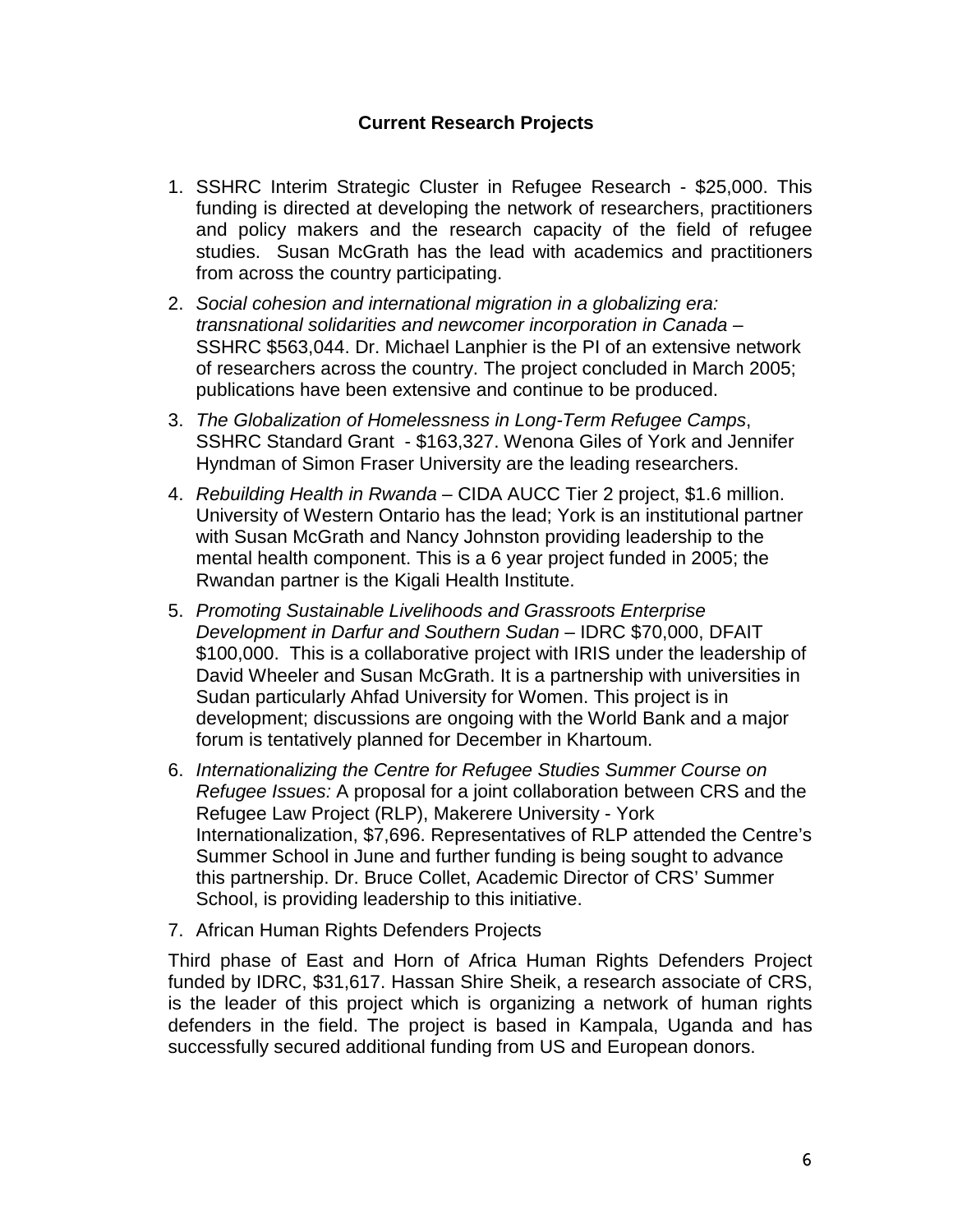## Current Research Projects

1. SSHRC Interim Strategic Cluster in Refugee Research - $25,000. This funding is directed at developing the network of researchers, practitioners and policy makers and the research capacity of the field of refugee studies. Susan McGrath has the lead with academics and practitioners from across the country participating.
2. *Social cohesion and international migration in a globalizing era: transnational solidarities and newcomer incorporation in Canada* – SSHRC $563,044. Dr. Michael Lanphier is the PI of an extensive network of researchers across the country. The project concluded in March 2005; publications have been extensive and continue to be produced.
3. *The Globalization of Homelessness in Long-Term Refugee Camps*, SSHRC Standard Grant - $163,327. Wenona Giles of York and Jennifer Hyndman of Simon Fraser University are the leading researchers.
4. *Rebuilding Health in Rwanda* – CIDA AUCC Tier 2 project, $1.6 million. University of Western Ontario has the lead; York is an institutional partner with Susan McGrath and Nancy Johnston providing leadership to the mental health component. This is a 6 year project funded in 2005; the Rwandan partner is the Kigali Health Institute.
5. *Promoting Sustainable Livelihoods and Grassroots Enterprise Development in Darfur and Southern Sudan* – IDRC $70,000, DFAIT $100,000. This is a collaborative project with IRIS under the leadership of David Wheeler and Susan McGrath. It is a partnership with universities in Sudan particularly Ahfad University for Women. This project is in development; discussions are ongoing with the World Bank and a major forum is tentatively planned for December in Khartoum.
6. *Internationalizing the Centre for Refugee Studies Summer Course on Refugee Issues:* A proposal for a joint collaboration between CRS and the Refugee Law Project (RLP), Makerere University - York Internationalization, $7,696. Representatives of RLP attended the Centre's Summer School in June and further funding is being sought to advance this partnership. Dr. Bruce Collet, Academic Director of CRS' Summer School, is providing leadership to this initiative.
7. African Human Rights Defenders Projects

Third phase of East and Horn of Africa Human Rights Defenders Project funded by IDRC, $31,617. Hassan Shire Sheik, a research associate of CRS, is the leader of this project which is organizing a network of human rights defenders in the field. The project is based in Kampala, Uganda and has successfully secured additional funding from US and European donors.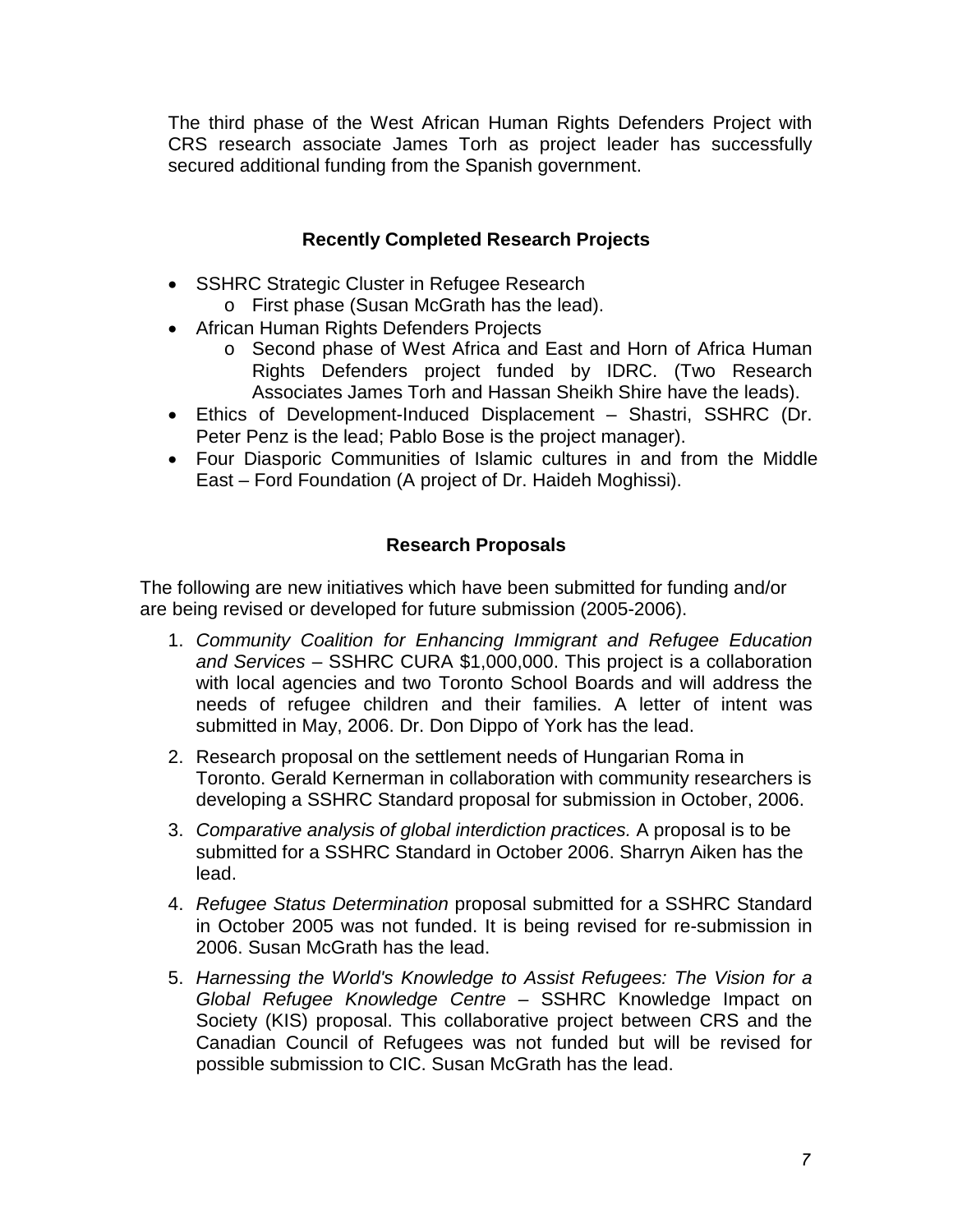The third phase of the West African Human Rights Defenders Project with CRS research associate James Torh as project leader has successfully secured additional funding from the Spanish government.

### Recently Completed Research Projects

- SSHRC Strategic Cluster in Refugee Research
  - First phase (Susan McGrath has the lead).
- African Human Rights Defenders Projects
  - Second phase of West Africa and East and Horn of Africa Human Rights Defenders project funded by IDRC. (Two Research Associates James Torh and Hassan Sheikh Shire have the leads).
- Ethics of Development-Induced Displacement – Shastri, SSHRC (Dr. Peter Penz is the lead; Pablo Bose is the project manager).
- Four Diasporic Communities of Islamic cultures in and from the Middle East – Ford Foundation (A project of Dr. Haideh Moghissi).

### Research Proposals

The following are new initiatives which have been submitted for funding and/or are being revised or developed for future submission (2005-2006).

1. *Community Coalition for Enhancing Immigrant and Refugee Education and Services* – SSHRC CURA $1,000,000. This project is a collaboration with local agencies and two Toronto School Boards and will address the needs of refugee children and their families. A letter of intent was submitted in May, 2006. Dr. Don Dippo of York has the lead.
2. Research proposal on the settlement needs of Hungarian Roma in Toronto. Gerald Kernerman in collaboration with community researchers is developing a SSHRC Standard proposal for submission in October, 2006.
3. *Comparative analysis of global interdiction practices.* A proposal is to be submitted for a SSHRC Standard in October 2006. Sharryn Aiken has the lead.
4. *Refugee Status Determination* proposal submitted for a SSHRC Standard in October 2005 was not funded. It is being revised for re-submission in 2006. Susan McGrath has the lead.
5. *Harnessing the World's Knowledge to Assist Refugees: The Vision for a Global Refugee Knowledge Centre* – SSHRC Knowledge Impact on Society (KIS) proposal. This collaborative project between CRS and the Canadian Council of Refugees was not funded but will be revised for possible submission to CIC. Susan McGrath has the lead.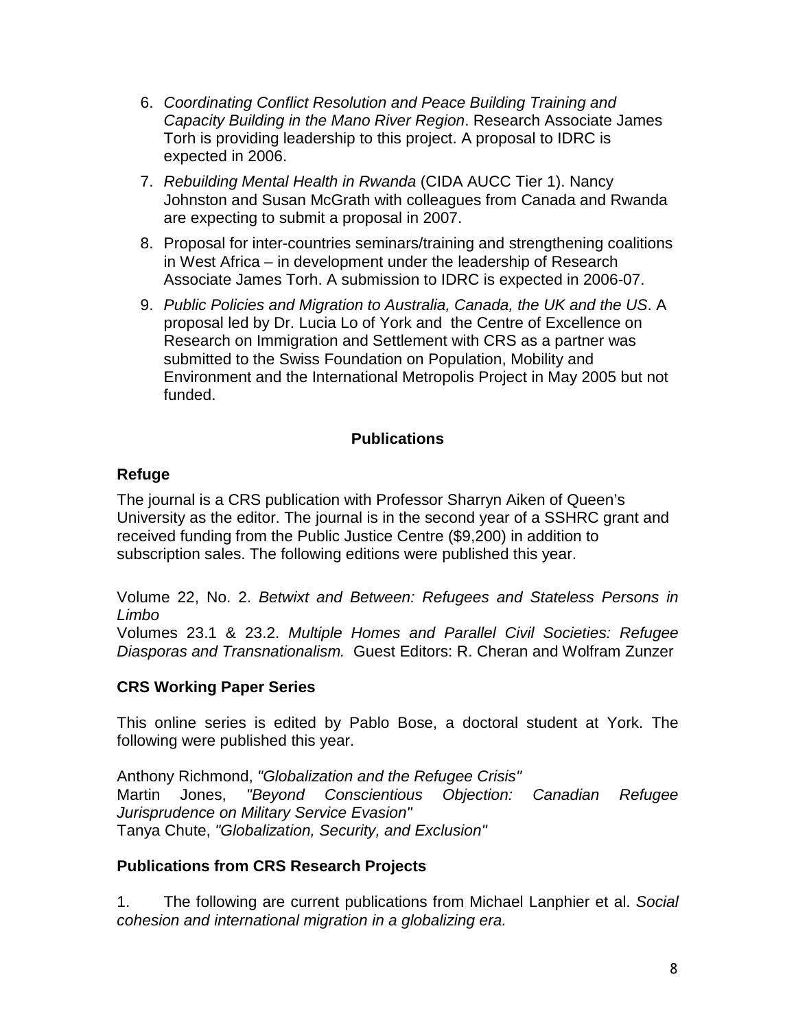6. *Coordinating Conflict Resolution and Peace Building Training and Capacity Building in the Mano River Region*. Research Associate James Torh is providing leadership to this project. A proposal to IDRC is expected in 2006.
7. *Rebuilding Mental Health in Rwanda* (CIDA AUCC Tier 1). Nancy Johnston and Susan McGrath with colleagues from Canada and Rwanda are expecting to submit a proposal in 2007.
8. Proposal for inter-countries seminars/training and strengthening coalitions in West Africa – in development under the leadership of Research Associate James Torh. A submission to IDRC is expected in 2006-07.
9. *Public Policies and Migration to Australia, Canada, the UK and the US*. A proposal led by Dr. Lucia Lo of York and the Centre of Excellence on Research on Immigration and Settlement with CRS as a partner was submitted to the Swiss Foundation on Population, Mobility and Environment and the International Metropolis Project in May 2005 but not funded.

## Publications

### Refuge

The journal is a CRS publication with Professor Sharryn Aiken of Queen's University as the editor. The journal is in the second year of a SSHRC grant and received funding from the Public Justice Centre ($9,200) in addition to subscription sales. The following editions were published this year.

Volume 22, No. 2. *Betwixt and Between: Refugees and Stateless Persons in Limbo*
Volumes 23.1 & 23.2. *Multiple Homes and Parallel Civil Societies: Refugee Diasporas and Transnationalism.* Guest Editors: R. Cheran and Wolfram Zunzer

### CRS Working Paper Series

This online series is edited by Pablo Bose, a doctoral student at York. The following were published this year.

Anthony Richmond, *"Globalization and the Refugee Crisis"*
Martin Jones, *"Beyond Conscientious Objection: Canadian Refugee Jurisprudence on Military Service Evasion"*
Tanya Chute, *"Globalization, Security, and Exclusion"*

### Publications from CRS Research Projects

1. The following are current publications from Michael Lanphier et al. *Social cohesion and international migration in a globalizing era.*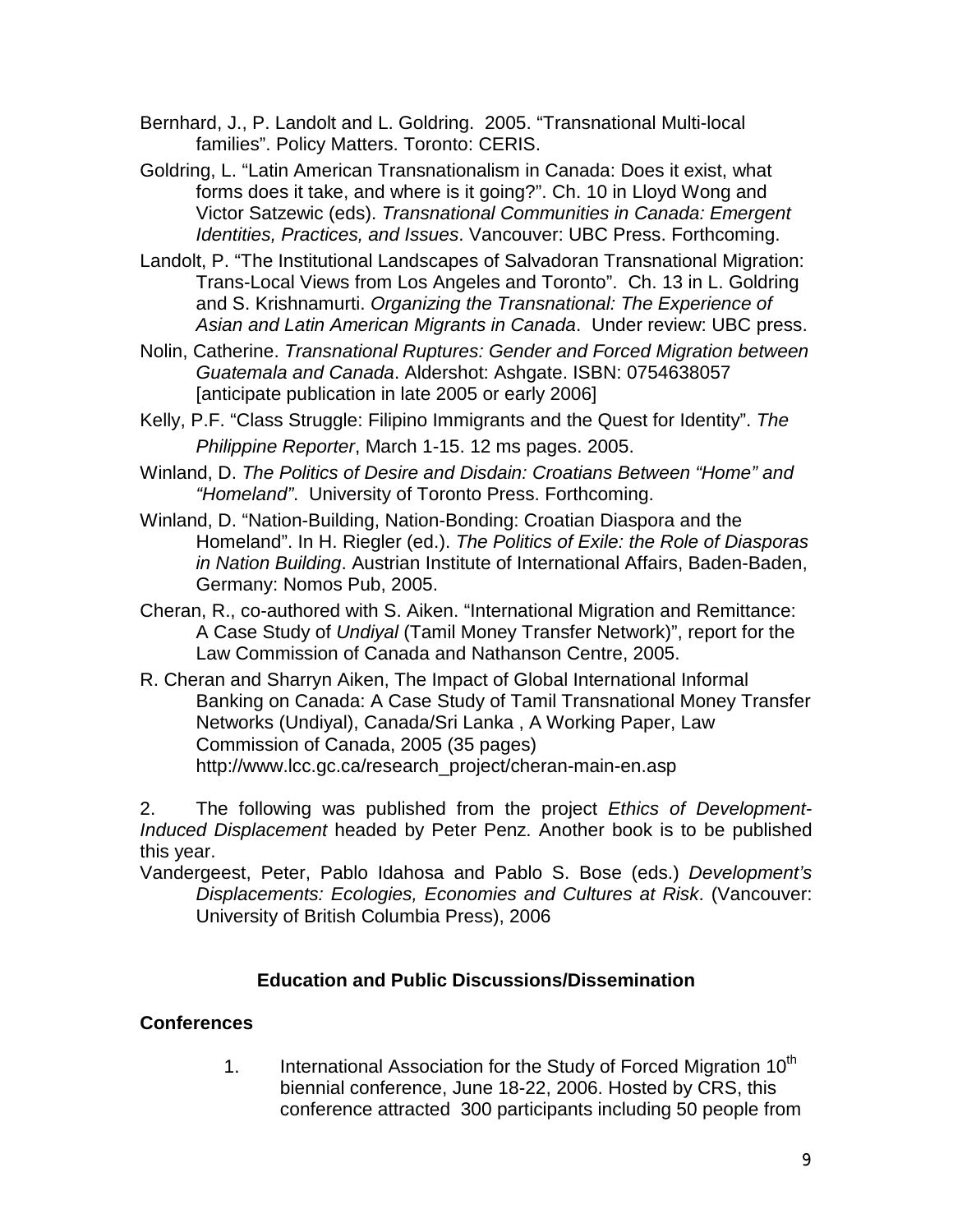Bernhard, J., P. Landolt and L. Goldring. 2005. "Transnational Multi-local families". Policy Matters. Toronto: CERIS.

Goldring, L. "Latin American Transnationalism in Canada: Does it exist, what forms does it take, and where is it going?". Ch. 10 in Lloyd Wong and Victor Satzewic (eds). *Transnational Communities in Canada: Emergent Identities, Practices, and Issues*. Vancouver: UBC Press. Forthcoming.

Landolt, P. "The Institutional Landscapes of Salvadoran Transnational Migration: Trans-Local Views from Los Angeles and Toronto". Ch. 13 in L. Goldring and S. Krishnamurti. *Organizing the Transnational: The Experience of Asian and Latin American Migrants in Canada*. Under review: UBC press.

Nolin, Catherine. *Transnational Ruptures: Gender and Forced Migration between Guatemala and Canada*. Aldershot: Ashgate. ISBN: 0754638057 [anticipate publication in late 2005 or early 2006]

Kelly, P.F. "Class Struggle: Filipino Immigrants and the Quest for Identity". *The Philippine Reporter*, March 1-15. 12 ms pages. 2005.

Winland, D. *The Politics of Desire and Disdain: Croatians Between "Home" and "Homeland"*. University of Toronto Press. Forthcoming.

Winland, D. "Nation-Building, Nation-Bonding: Croatian Diaspora and the Homeland". In H. Riegler (ed.). *The Politics of Exile: the Role of Diasporas in Nation Building*. Austrian Institute of International Affairs, Baden-Baden, Germany: Nomos Pub, 2005.

Cheran, R., co-authored with S. Aiken. "International Migration and Remittance: A Case Study of *Undiyal* (Tamil Money Transfer Network)", report for the Law Commission of Canada and Nathanson Centre, 2005.

R. Cheran and Sharryn Aiken, The Impact of Global International Informal Banking on Canada: A Case Study of Tamil Transnational Money Transfer Networks (Undiyal), Canada/Sri Lanka , A Working Paper, Law Commission of Canada, 2005 (35 pages) http://www.lcc.gc.ca/research_project/cheran-main-en.asp

2. The following was published from the project *Ethics of Development-Induced Displacement* headed by Peter Penz. Another book is to be published this year.

Vandergeest, Peter, Pablo Idahosa and Pablo S. Bose (eds.) *Development's Displacements: Ecologies, Economies and Cultures at Risk*. (Vancouver: University of British Columbia Press), 2006

## Education and Public Discussions/Dissemination

### Conferences

1. International Association for the Study of Forced Migration 10th biennial conference, June 18-22, 2006. Hosted by CRS, this conference attracted 300 participants including 50 people from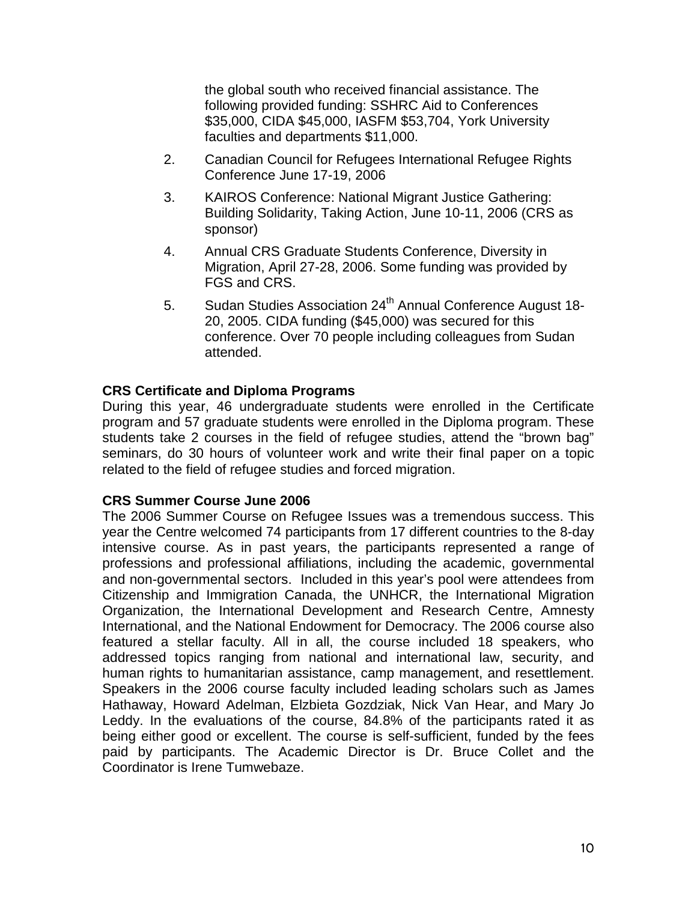the global south who received financial assistance. The following provided funding: SSHRC Aid to Conferences $35,000, CIDA $45,000, IASFM $53,704, York University faculties and departments $11,000.

2. Canadian Council for Refugees International Refugee Rights Conference June 17-19, 2006
3. KAIROS Conference: National Migrant Justice Gathering: Building Solidarity, Taking Action, June 10-11, 2006 (CRS as sponsor)
4. Annual CRS Graduate Students Conference, Diversity in Migration, April 27-28, 2006. Some funding was provided by FGS and CRS.
5. Sudan Studies Association 24th Annual Conference August 18-20, 2005. CIDA funding ($45,000) was secured for this conference. Over 70 people including colleagues from Sudan attended.

**CRS Certificate and Diploma Programs**

During this year, 46 undergraduate students were enrolled in the Certificate program and 57 graduate students were enrolled in the Diploma program. These students take 2 courses in the field of refugee studies, attend the "brown bag" seminars, do 30 hours of volunteer work and write their final paper on a topic related to the field of refugee studies and forced migration.

**CRS Summer Course June 2006**

The 2006 Summer Course on Refugee Issues was a tremendous success. This year the Centre welcomed 74 participants from 17 different countries to the 8-day intensive course. As in past years, the participants represented a range of professions and professional affiliations, including the academic, governmental and non-governmental sectors. Included in this year's pool were attendees from Citizenship and Immigration Canada, the UNHCR, the International Migration Organization, the International Development and Research Centre, Amnesty International, and the National Endowment for Democracy. The 2006 course also featured a stellar faculty. All in all, the course included 18 speakers, who addressed topics ranging from national and international law, security, and human rights to humanitarian assistance, camp management, and resettlement. Speakers in the 2006 course faculty included leading scholars such as James Hathaway, Howard Adelman, Elzbieta Gozdziak, Nick Van Hear, and Mary Jo Leddy. In the evaluations of the course, 84.8% of the participants rated it as being either good or excellent. The course is self-sufficient, funded by the fees paid by participants. The Academic Director is Dr. Bruce Collet and the Coordinator is Irene Tumwebaze.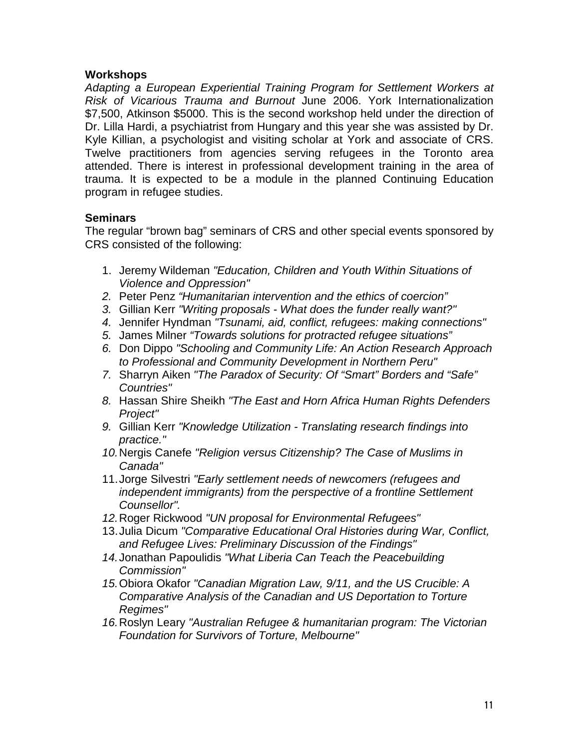**Workshops**

*Adapting a European Experiential Training Program for Settlement Workers at Risk of Vicarious Trauma and Burnout* June 2006. York Internationalization $7,500, Atkinson $5000. This is the second workshop held under the direction of Dr. Lilla Hardi, a psychiatrist from Hungary and this year she was assisted by Dr. Kyle Killian, a psychologist and visiting scholar at York and associate of CRS. Twelve practitioners from agencies serving refugees in the Toronto area attended. There is interest in professional development training in the area of trauma. It is expected to be a module in the planned Continuing Education program in refugee studies.

**Seminars**

The regular "brown bag" seminars of CRS and other special events sponsored by CRS consisted of the following:

1. Jeremy Wildeman *"Education, Children and Youth Within Situations of Violence and Oppression"*
2. Peter Penz *"Humanitarian intervention and the ethics of coercion"*
3. Gillian Kerr *"Writing proposals - What does the funder really want?"*
4. Jennifer Hyndman *"Tsunami, aid, conflict, refugees: making connections"*
5. James Milner *"Towards solutions for protracted refugee situations"*
6. Don Dippo *"Schooling and Community Life: An Action Research Approach to Professional and Community Development in Northern Peru"*
7. Sharryn Aiken *"The Paradox of Security: Of "Smart" Borders and "Safe" Countries"*
8. Hassan Shire Sheikh *"The East and Horn Africa Human Rights Defenders Project"*
9. Gillian Kerr *"Knowledge Utilization - Translating research findings into practice."*
10. Nergis Canefe *"Religion versus Citizenship? The Case of Muslims in Canada"*
11. Jorge Silvestri *"Early settlement needs of newcomers (refugees and independent immigrants) from the perspective of a frontline Settlement Counsellor".*
12. Roger Rickwood *"UN proposal for Environmental Refugees"*
13. Julia Dicum *"Comparative Educational Oral Histories during War, Conflict, and Refugee Lives: Preliminary Discussion of the Findings"*
14. Jonathan Papoulidis *"What Liberia Can Teach the Peacebuilding Commission"*
15. Obiora Okafor *"Canadian Migration Law, 9/11, and the US Crucible: A Comparative Analysis of the Canadian and US Deportation to Torture Regimes"*
16. Roslyn Leary *"Australian Refugee & humanitarian program: The Victorian Foundation for Survivors of Torture, Melbourne"*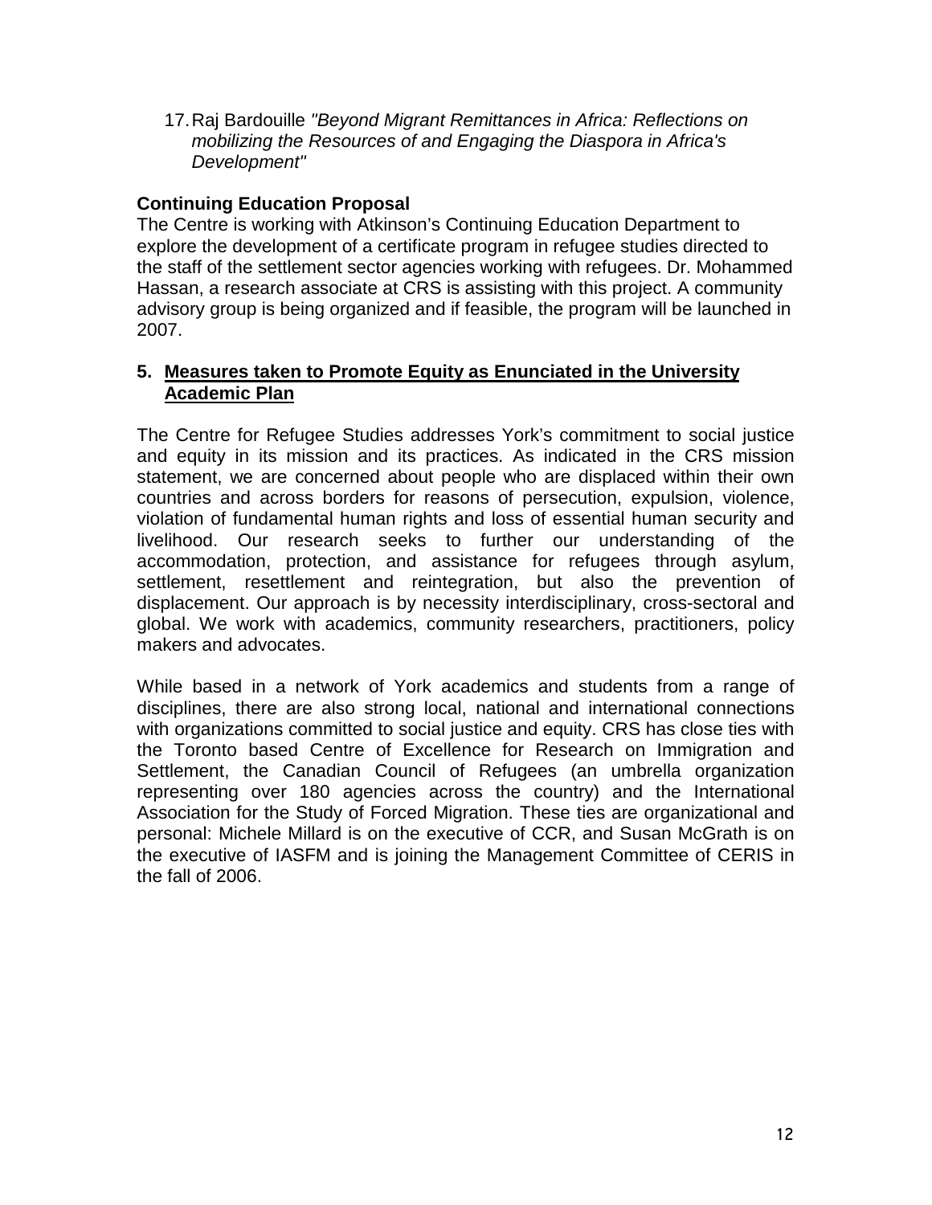17. Raj Bardouille *"Beyond Migrant Remittances in Africa: Reflections on mobilizing the Resources of and Engaging the Diaspora in Africa's Development"*

**Continuing Education Proposal**

The Centre is working with Atkinson's Continuing Education Department to explore the development of a certificate program in refugee studies directed to the staff of the settlement sector agencies working with refugees. Dr. Mohammed Hassan, a research associate at CRS is assisting with this project. A community advisory group is being organized and if feasible, the program will be launched in 2007.

## 5. Measures taken to Promote Equity as Enunciated in the University Academic Plan

The Centre for Refugee Studies addresses York's commitment to social justice and equity in its mission and its practices. As indicated in the CRS mission statement, we are concerned about people who are displaced within their own countries and across borders for reasons of persecution, expulsion, violence, violation of fundamental human rights and loss of essential human security and livelihood. Our research seeks to further our understanding of the accommodation, protection, and assistance for refugees through asylum, settlement, resettlement and reintegration, but also the prevention of displacement. Our approach is by necessity interdisciplinary, cross-sectoral and global. We work with academics, community researchers, practitioners, policy makers and advocates.

While based in a network of York academics and students from a range of disciplines, there are also strong local, national and international connections with organizations committed to social justice and equity. CRS has close ties with the Toronto based Centre of Excellence for Research on Immigration and Settlement, the Canadian Council of Refugees (an umbrella organization representing over 180 agencies across the country) and the International Association for the Study of Forced Migration. These ties are organizational and personal: Michele Millard is on the executive of CCR, and Susan McGrath is on the executive of IASFM and is joining the Management Committee of CERIS in the fall of 2006.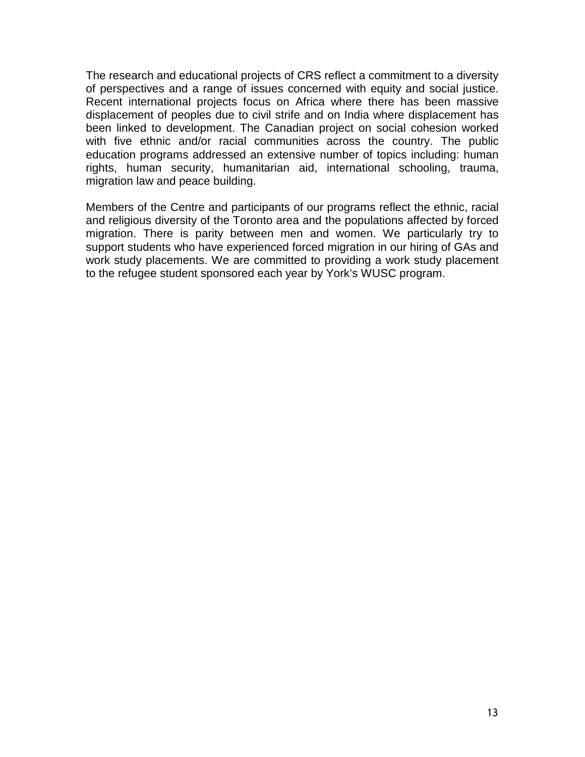The research and educational projects of CRS reflect a commitment to a diversity of perspectives and a range of issues concerned with equity and social justice. Recent international projects focus on Africa where there has been massive displacement of peoples due to civil strife and on India where displacement has been linked to development. The Canadian project on social cohesion worked with five ethnic and/or racial communities across the country. The public education programs addressed an extensive number of topics including: human rights, human security, humanitarian aid, international schooling, trauma, migration law and peace building.

Members of the Centre and participants of our programs reflect the ethnic, racial and religious diversity of the Toronto area and the populations affected by forced migration. There is parity between men and women. We particularly try to support students who have experienced forced migration in our hiring of GAs and work study placements. We are committed to providing a work study placement to the refugee student sponsored each year by York's WUSC program.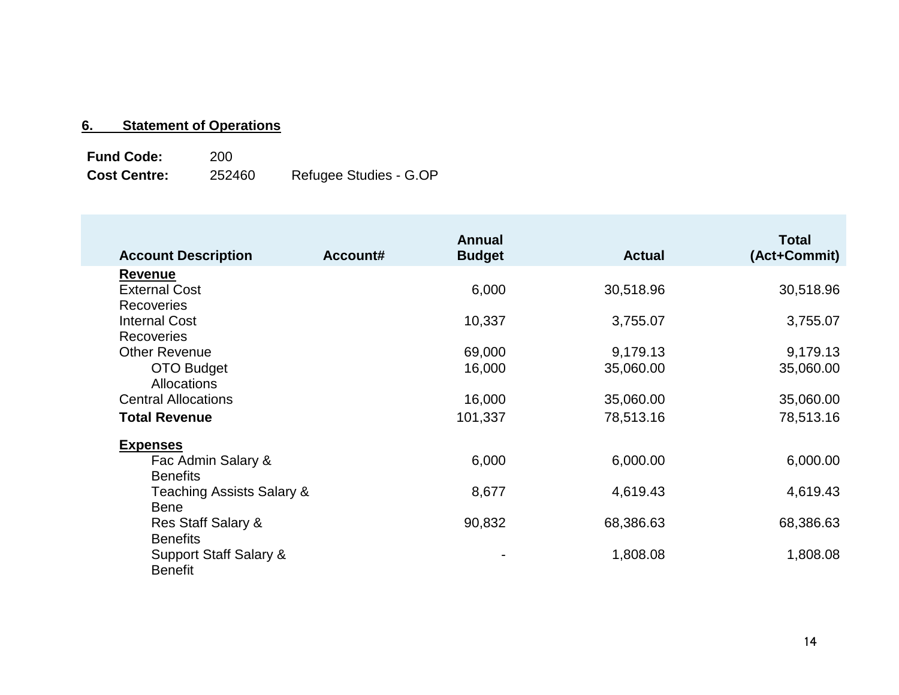## 6. Statement of Operations

**Fund Code:** 200
**Cost Centre:** 252460 Refugee Studies - G.OP

| Account Description | Account# | Annual Budget | Actual | Total (Act+Commit) |
|---|---|---|---|---|
| **Revenue** | | | | |
| External Cost Recoveries | | 6,000 | 30,518.96 | 30,518.96 |
| Internal Cost Recoveries | | 10,337 | 3,755.07 | 3,755.07 |
| Other Revenue | | 69,000 | 9,179.13 | 9,179.13 |
| OTO Budget Allocations | | 16,000 | 35,060.00 | 35,060.00 |
| Central Allocations | | 16,000 | 35,060.00 | 35,060.00 |
| **Total Revenue** | | 101,337 | 78,513.16 | 78,513.16 |
| **Expenses** | | | | |
| Fac Admin Salary & Benefits | | 6,000 | 6,000.00 | 6,000.00 |
| Teaching Assists Salary & Bene | | 8,677 | 4,619.43 | 4,619.43 |
| Res Staff Salary & Benefits | | 90,832 | 68,386.63 | 68,386.63 |
| Support Staff Salary & Benefit | | - | 1,808.08 | 1,808.08 |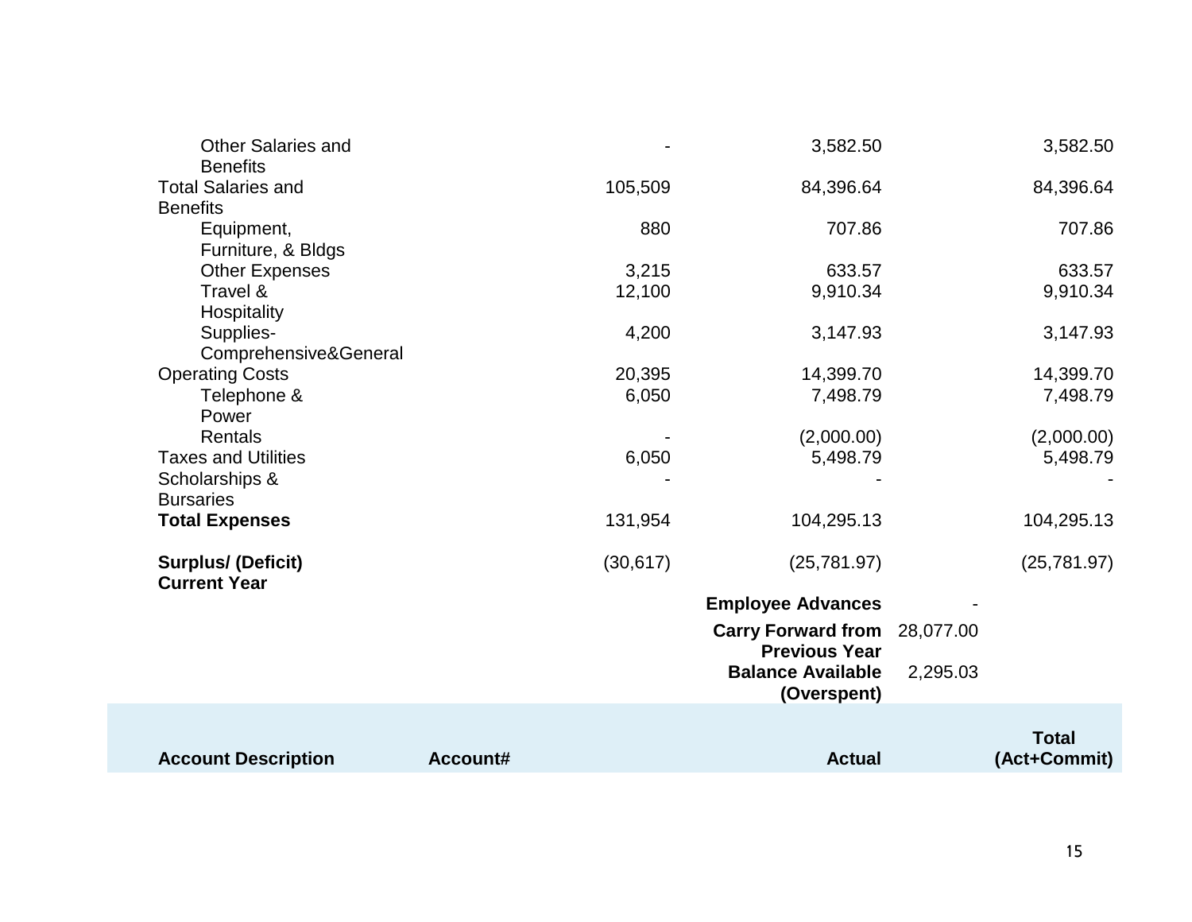| | | | | |
|---|---|---|---|---|
| Other Salaries and Benefits | - | 3,582.50 | | 3,582.50 |
| Total Salaries and Benefits | 105,509 | 84,396.64 | | 84,396.64 |
| Equipment, Furniture, & Bldgs | 880 | 707.86 | | 707.86 |
| Other Expenses | 3,215 | 633.57 | | 633.57 |
| Travel & Hospitality | 12,100 | 9,910.34 | | 9,910.34 |
| Supplies-Comprehensive&General | 4,200 | 3,147.93 | | 3,147.93 |
| Operating Costs | 20,395 | 14,399.70 | | 14,399.70 |
| Telephone & Power | 6,050 | 7,498.79 | | 7,498.79 |
| Rentals | - | (2,000.00) | | (2,000.00) |
| Taxes and Utilities | 6,050 | 5,498.79 | | 5,498.79 |
| Scholarships & Bursaries | - | - | | - |
| **Total Expenses** | 131,954 | 104,295.13 | | 104,295.13 |
| **Surplus/ (Deficit) Current Year** | (30,617) | (25,781.97) | | (25,781.97) |
| | | **Employee Advances** | - | |
| | | **Carry Forward from Previous Year** | 28,077.00 | |
| | | **Balance Available (Overspent)** | 2,295.03 | |

| **Account Description** | **Account#** | **Actual** | | **Total (Act+Commit)** |
|---|---|---|---|---|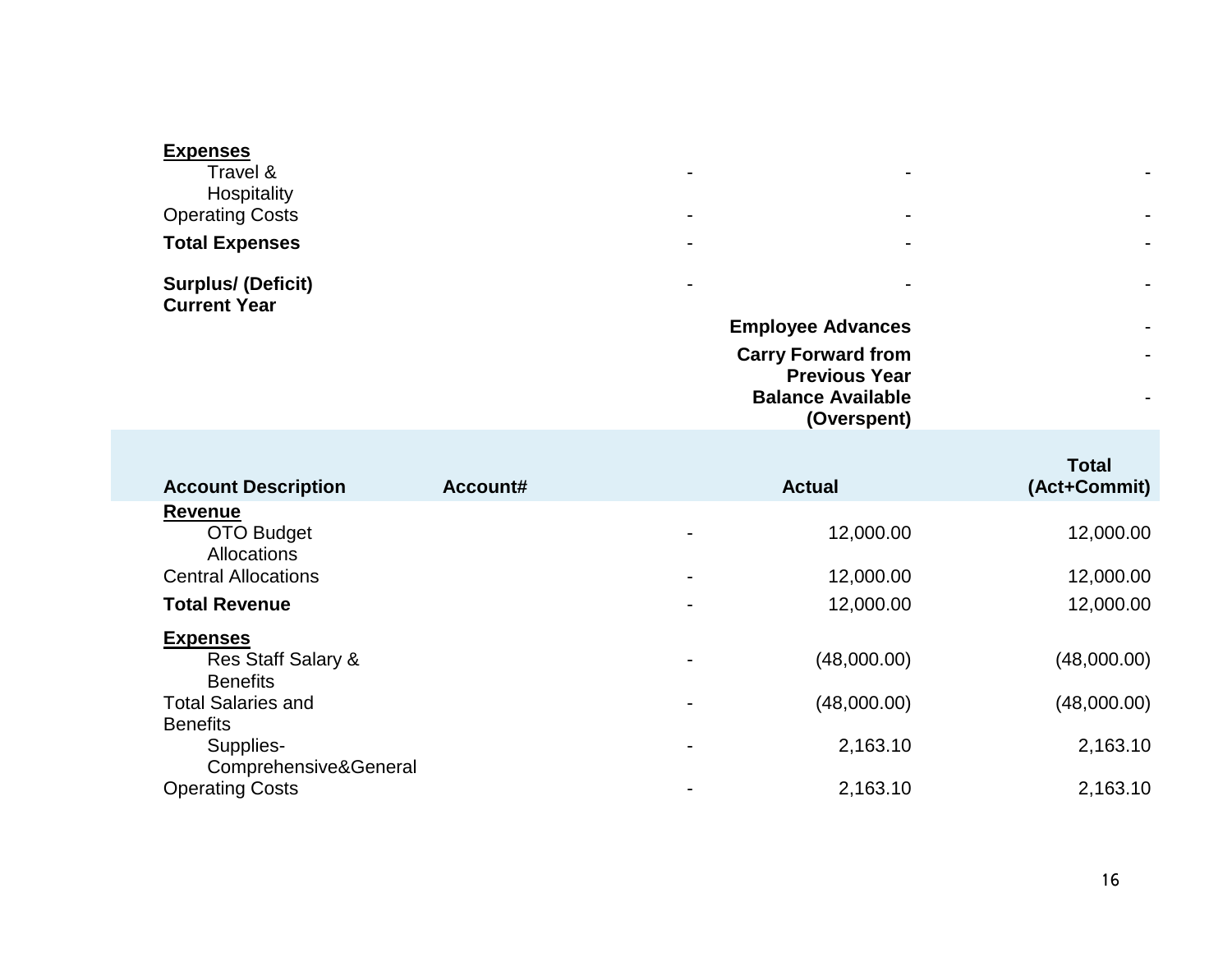| | | | |
|---|---|---|---|
| **Expenses** | | | |
| Travel & Hospitality | - | - | - |
| Operating Costs | - | - | - |
| **Total Expenses** | - | - | - |
| **Surplus/ (Deficit) Current Year** | - | - | - |
| | | **Employee Advances** | - |
| | | **Carry Forward from Previous Year** | - |
| | | **Balance Available (Overspent)** | - |

| Account Description | Account# | | Actual | Total (Act+Commit) |
|---|---|---|---|---|
| **Revenue** | | | | |
| OTO Budget Allocations | | - | 12,000.00 | 12,000.00 |
| Central Allocations | | - | 12,000.00 | 12,000.00 |
| **Total Revenue** | | - | 12,000.00 | 12,000.00 |
| **Expenses** | | | | |
| Res Staff Salary & Benefits | | - | (48,000.00) | (48,000.00) |
| Total Salaries and Benefits | | - | (48,000.00) | (48,000.00) |
| Supplies-Comprehensive&General | | - | 2,163.10 | 2,163.10 |
| Operating Costs | | - | 2,163.10 | 2,163.10 |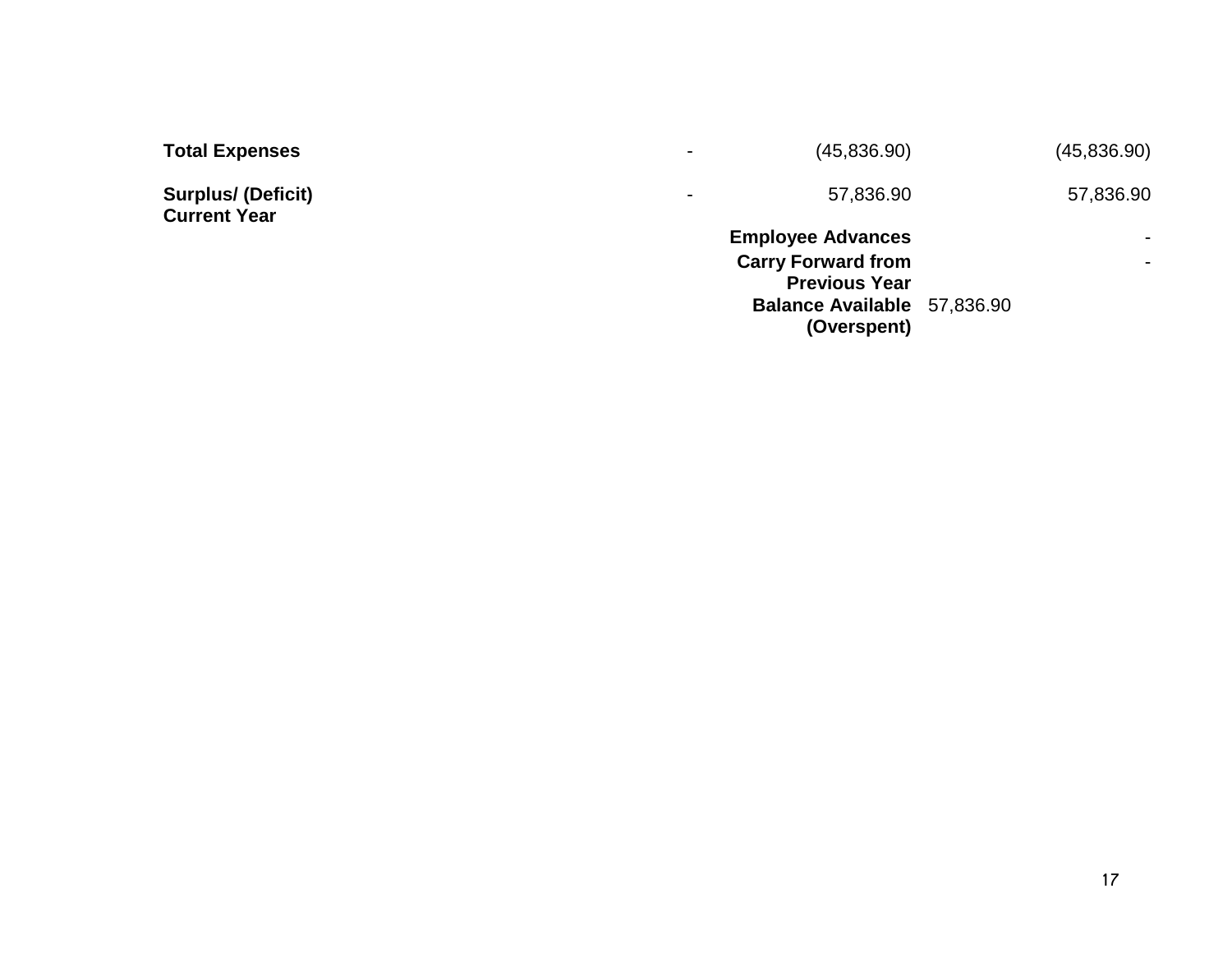| | | | | |
|---|---|---|---|---|
| **Total Expenses** | - | (45,836.90) | | (45,836.90) |
| **Surplus/ (Deficit) Current Year** | - | 57,836.90 | | 57,836.90 |
| | | **Employee Advances** | | - |
| | | **Carry Forward from Previous Year** | | - |
| | | **Balance Available (Overspent)** | 57,836.90 | |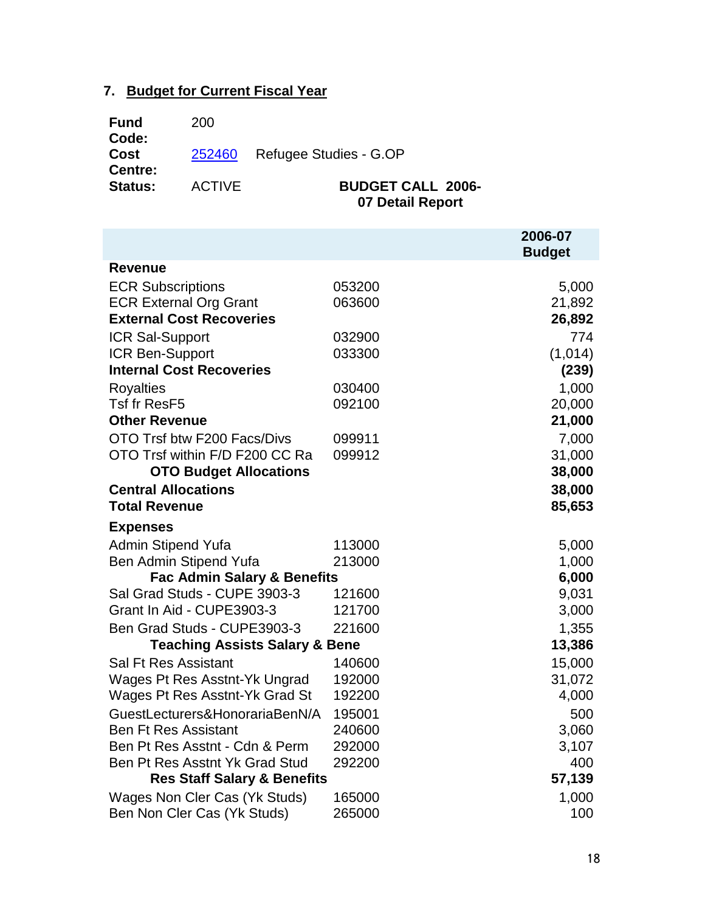## 7. Budget for Current Fiscal Year

**Fund Code:** 200

**Cost Centre:** [252460]() Refugee Studies - G.OP

**Status:** ACTIVE

**BUDGET CALL 2006-07 Detail Report**

| | | 2006-07 Budget |
|---|---|---|
| **Revenue** | | |
| ECR Subscriptions | 053200 | 5,000 |
| ECR External Org Grant | 063600 | 21,892 |
| **External Cost Recoveries** | | **26,892** |
| ICR Sal-Support | 032900 | 774 |
| ICR Ben-Support | 033300 | (1,014) |
| **Internal Cost Recoveries** | | **(239)** |
| Royalties | 030400 | 1,000 |
| Tsf fr ResF5 | 092100 | 20,000 |
| **Other Revenue** | | **21,000** |
| OTO Trsf btw F200 Facs/Divs | 099911 | 7,000 |
| OTO Trsf within F/D F200 CC Ra | 099912 | 31,000 |
| **OTO Budget Allocations** | | **38,000** |
| **Central Allocations** | | **38,000** |
| **Total Revenue** | | **85,653** |
| **Expenses** | | |
| Admin Stipend Yufa | 113000 | 5,000 |
| Ben Admin Stipend Yufa | 213000 | 1,000 |
| **Fac Admin Salary & Benefits** | | **6,000** |
| Sal Grad Studs - CUPE 3903-3 | 121600 | 9,031 |
| Grant In Aid - CUPE3903-3 | 121700 | 3,000 |
| Ben Grad Studs - CUPE3903-3 | 221600 | 1,355 |
| **Teaching Assists Salary & Bene** | | **13,386** |
| Sal Ft Res Assistant | 140600 | 15,000 |
| Wages Pt Res Asstnt-Yk Ungrad | 192000 | 31,072 |
| Wages Pt Res Asstnt-Yk Grad St | 192200 | 4,000 |
| GuestLecturers&HonorariaBenN/A | 195001 | 500 |
| Ben Ft Res Assistant | 240600 | 3,060 |
| Ben Pt Res Asstnt - Cdn & Perm | 292000 | 3,107 |
| Ben Pt Res Asstnt Yk Grad Stud | 292200 | 400 |
| **Res Staff Salary & Benefits** | | **57,139** |
| Wages Non Cler Cas (Yk Studs) | 165000 | 1,000 |
| Ben Non Cler Cas (Yk Studs) | 265000 | 100 |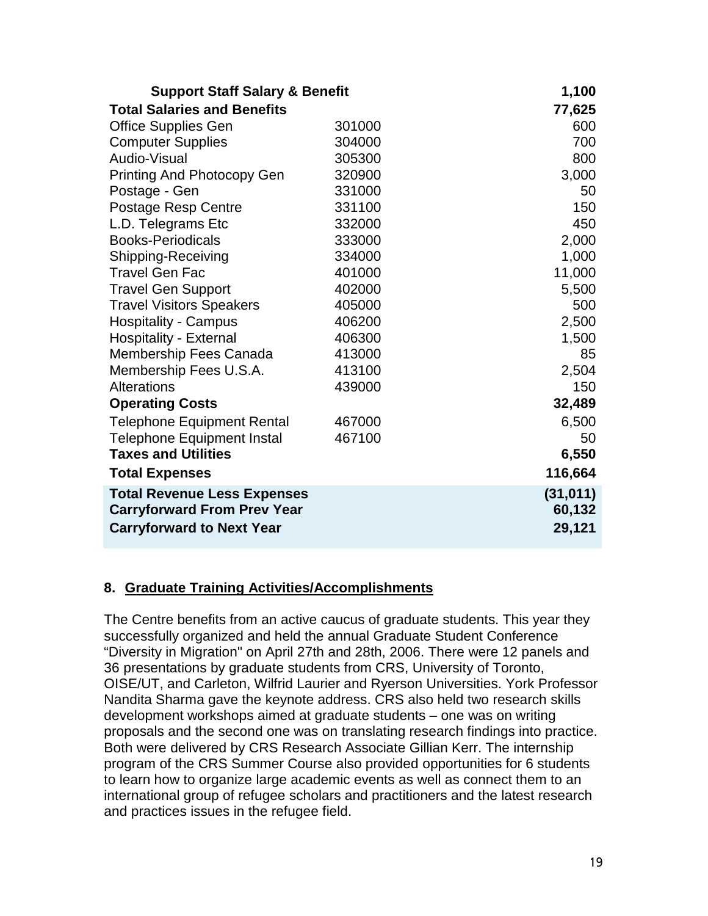| | | |
|---|---|---|
| **Support Staff Salary & Benefit** | | **1,100** |
| **Total Salaries and Benefits** | | **77,625** |
| Office Supplies Gen | 301000 | 600 |
| Computer Supplies | 304000 | 700 |
| Audio-Visual | 305300 | 800 |
| Printing And Photocopy Gen | 320900 | 3,000 |
| Postage - Gen | 331000 | 50 |
| Postage Resp Centre | 331100 | 150 |
| L.D. Telegrams Etc | 332000 | 450 |
| Books-Periodicals | 333000 | 2,000 |
| Shipping-Receiving | 334000 | 1,000 |
| Travel Gen Fac | 401000 | 11,000 |
| Travel Gen Support | 402000 | 5,500 |
| Travel Visitors Speakers | 405000 | 500 |
| Hospitality - Campus | 406200 | 2,500 |
| Hospitality - External | 406300 | 1,500 |
| Membership Fees Canada | 413000 | 85 |
| Membership Fees U.S.A. | 413100 | 2,504 |
| Alterations | 439000 | 150 |
| **Operating Costs** | | **32,489** |
| Telephone Equipment Rental | 467000 | 6,500 |
| Telephone Equipment Instal | 467100 | 50 |
| **Taxes and Utilities** | | **6,550** |
| **Total Expenses** | | **116,664** |
| **Total Revenue Less Expenses** | | **(31,011)** |
| **Carryforward From Prev Year** | | **60,132** |
| **Carryforward to Next Year** | | **29,121** |

## 8. Graduate Training Activities/Accomplishments

The Centre benefits from an active caucus of graduate students. This year they successfully organized and held the annual Graduate Student Conference "Diversity in Migration" on April 27th and 28th, 2006. There were 12 panels and 36 presentations by graduate students from CRS, University of Toronto, OISE/UT, and Carleton, Wilfrid Laurier and Ryerson Universities. York Professor Nandita Sharma gave the keynote address. CRS also held two research skills development workshops aimed at graduate students – one was on writing proposals and the second one was on translating research findings into practice. Both were delivered by CRS Research Associate Gillian Kerr. The internship program of the CRS Summer Course also provided opportunities for 6 students to learn how to organize large academic events as well as connect them to an international group of refugee scholars and practitioners and the latest research and practices issues in the refugee field.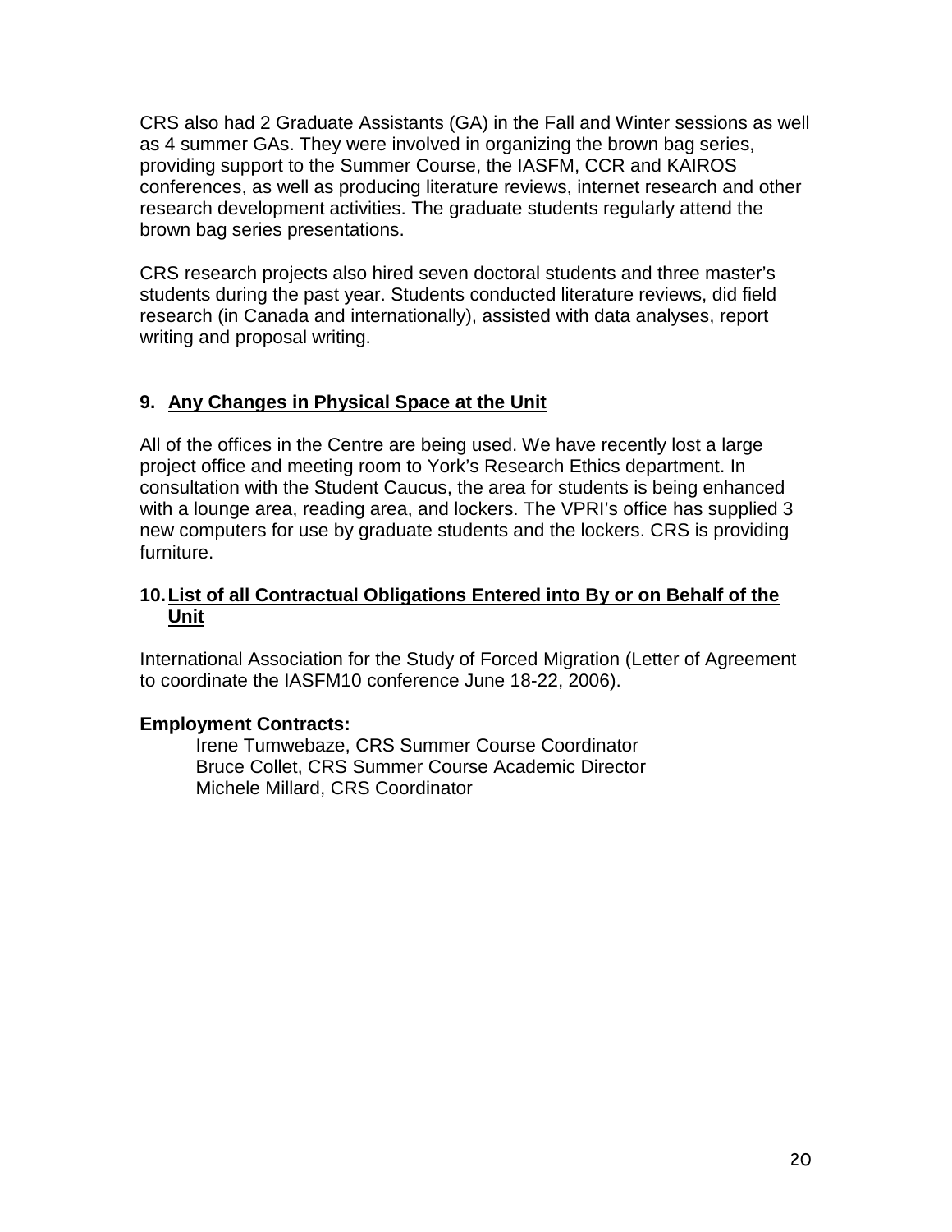CRS also had 2 Graduate Assistants (GA) in the Fall and Winter sessions as well as 4 summer GAs. They were involved in organizing the brown bag series, providing support to the Summer Course, the IASFM, CCR and KAIROS conferences, as well as producing literature reviews, internet research and other research development activities. The graduate students regularly attend the brown bag series presentations.

CRS research projects also hired seven doctoral students and three master's students during the past year. Students conducted literature reviews, did field research (in Canada and internationally), assisted with data analyses, report writing and proposal writing.

## 9. Any Changes in Physical Space at the Unit

All of the offices in the Centre are being used. We have recently lost a large project office and meeting room to York's Research Ethics department. In consultation with the Student Caucus, the area for students is being enhanced with a lounge area, reading area, and lockers. The VPRI's office has supplied 3 new computers for use by graduate students and the lockers. CRS is providing furniture.

## 10. List of all Contractual Obligations Entered into By or on Behalf of the Unit

International Association for the Study of Forced Migration (Letter of Agreement to coordinate the IASFM10 conference June 18-22, 2006).

**Employment Contracts:**

Irene Tumwebaze, CRS Summer Course Coordinator
Bruce Collet, CRS Summer Course Academic Director
Michele Millard, CRS Coordinator